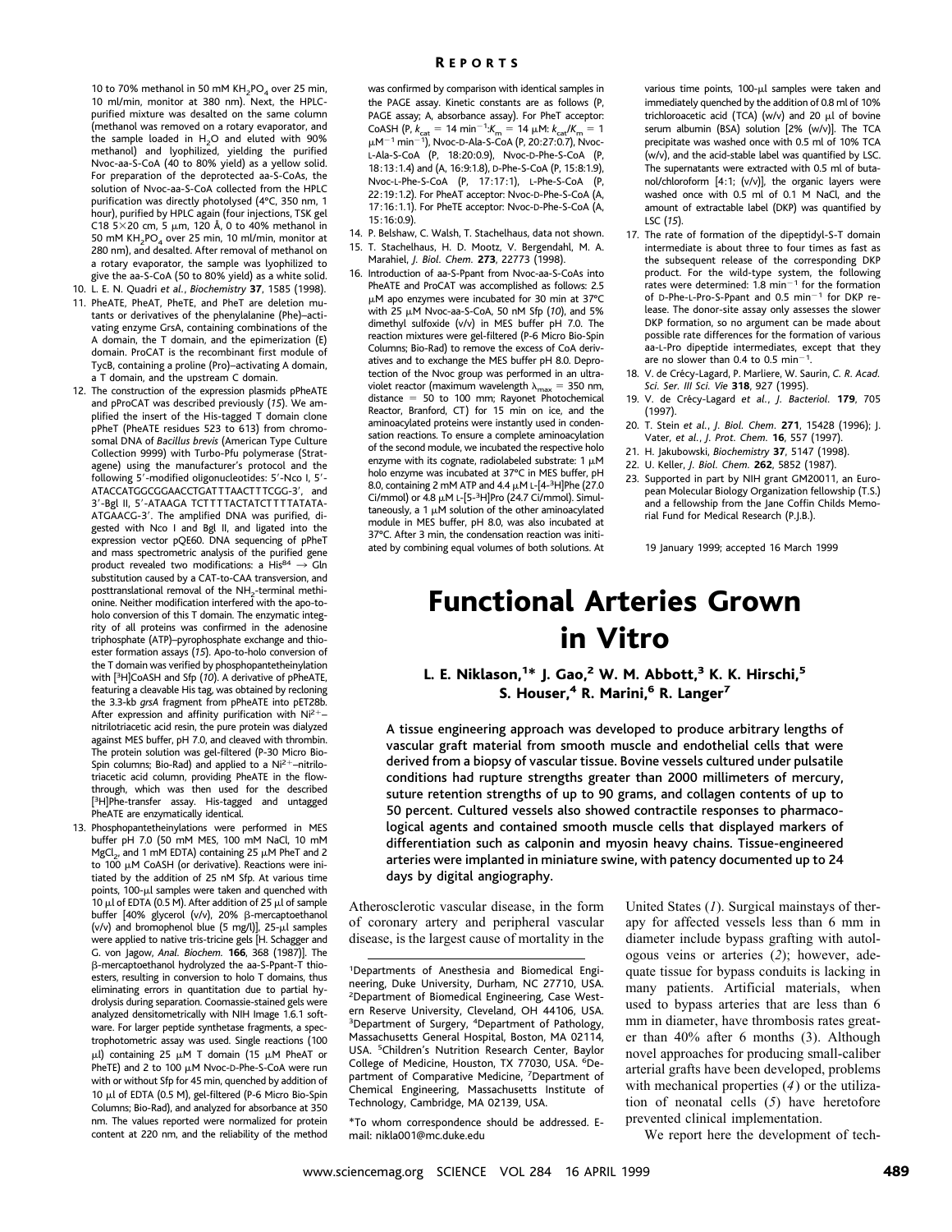10 to 70% methanol in 50 mM $KH_2PO_4$ over 25 min, 10 ml/min, monitor at 380 nm). Next, the HPLC-purified mixture was desalted on the same column (methanol was removed on a rotary evaporator, and the sample loaded in $H_2O$ and eluted with 90% methanol) and lyophilized, yielding the purified Nvoc-aa-S-CoA (40 to 80% yield) as a yellow solid. For preparation of the deprotected aa-S-CoAs, the solution of Nvoc-aa-S-CoA collected from the HPLC purification was directly photolysed (4°C, 350 nm, 1 hour), purified by HPLC again (four injections, TSK gel C18 5×20 cm, 5 μm, 120 Å, 0 to 40% methanol in 50 mM $KH_2PO_4$ over 25 min, 10 ml/min, monitor at 280 nm), and desalted. After removal of methanol on a rotary evaporator, the sample was lyophilized to give the aa-S-CoA (50 to 80% yield) as a white solid.

10. L. E. N. Quadri *et al.*, *Biochemistry* **37**, 1585 (1998).
11. PheATE, PheAT, PheTE, and PheT are deletion mutants or derivatives of the phenylalanine (Phe)–activating enzyme GrsA, containing combinations of the A domain, the T domain, and the epimerization (E) domain. ProCAT is the recombinant first module of TycB, containing a proline (Pro)–activating A domain, a T domain, and the upstream C domain.
12. The construction of the expression plasmids pPheATE and pProCAT was described previously (*15*). We amplified the insert of the His-tagged T domain clone pPheT (PheATE residues 523 to 613) from chromosomal DNA of *Bacillus brevis* (American Type Culture Collection 9999) with Turbo-Pfu polymerase (Stratagene) using the manufacturer's protocol and the following 5′-modified oligonucleotides: 5′-Nco I, 5′-ATACCATGGCGGAACCTGATTTAACTTTCGG-3′, and 3′-Bgl II, 5′-ATAAGA TCTTTTACTATCTTTTATATAATGAACG-3′. The amplified DNA was purified, digested with Nco I and Bgl II, and ligated into the expression vector pQE60. DNA sequencing of pPheT and mass spectrometric analysis of the purified gene product revealed two modifications: a $His^{84} \rightarrow Gln$ substitution caused by a CAT-to-CAA transversion, and posttranslational removal of the $NH_2$-terminal methionine. Neither modification interfered with the apo-to-holo conversion of this T domain. The enzymatic integrity of all proteins was confirmed in the adenosine triphosphate (ATP)–pyrophosphate exchange and thioester formation assays (*15*). Apo-to-holo conversion of the T domain was verified by phosphopantetheinylation with [$^3$H]CoASH and Sfp (*10*). A derivative of pPheATE, featuring a cleavable His tag, was obtained by recloning the 3.3-kb *grsA* fragment from pPheATE into pET28b. After expression and affinity purification with $Ni^{2+}$–nitrilotriacetic acid resin, the pure protein was dialyzed against MES buffer, pH 7.0, and cleaved with thrombin. The protein solution was gel-filtered (P-30 Micro Bio-Spin columns; Bio-Rad) and applied to a $Ni^{2+}$–nitrilotriacetic acid column, providing PheATE in the flow-through, which was then used for the described [$^3$H]Phe-transfer assay. His-tagged and untagged PheATE are enzymatically identical.
13. Phosphopantetheinylations were performed in MES buffer pH 7.0 (50 mM MES, 100 mM NaCl, 10 mM $MgCl_2$, and 1 mM EDTA) containing 25 μM PheT and 2 to 100 μM CoASH (or derivative). Reactions were initiated by the addition of 25 nM Sfp. At various time points, 100-μl samples were taken and quenched with 10 μl of EDTA (0.5 M). After addition of 25 μl of sample buffer [40% glycerol (v/v), 20% β-mercaptoethanol (v/v) and bromophenol blue (5 mg/l)], 25-μl samples were applied to native tris-tricine gels [H. Schagger and G. von Jagow, *Anal. Biochem.* **166**, 368 (1987)]. The β-mercaptoethanol hydrolyzed the aa-S-Ppant-T thioesters, resulting in conversion to holo T domains, thus eliminating errors in quantitation due to partial hydrolysis during separation. Coomassie-stained gels were analyzed densitometrically with NIH Image 1.6.1 software. For larger peptide synthetase fragments, a spectrophotometric assay was used. Single reactions (100 μl) containing 25 μM T domain (15 μM PheAT or PheTE) and 2 to 100 μM Nvoc-D-Phe-S-CoA were run with or without Sfp for 45 min, quenched by addition of 10 μl of EDTA (0.5 M), gel-filtered (P-6 Micro Bio-Spin Columns; Bio-Rad), and analyzed for absorbance at 350 nm. The values reported were normalized for protein content at 220 nm, and the reliability of the method was confirmed by comparison with identical samples in the PAGE assay. Kinetic constants are as follows (P, PAGE assay; A, absorbance assay). For PheT acceptor: CoASH (P, $k_{cat}$ = 14 $min^{-1}$:$K_m$ = 14 μM: $k_{cat}/K_m$ = 1 $\mu M^{-1}$ $min^{-1}$), Nvoc-D-Ala-S-CoA (P, 20:27:0.7), Nvoc-L-Ala-S-CoA (P, 18:20:0.9), Nvoc-D-Phe-S-CoA (P, 18:13:1.4) and (A, 16:9:1.8), D-Phe-S-CoA (P, 15:8:1.9), Nvoc-L-Phe-S-CoA (P, 17:17:1), L-Phe-S-CoA (P, 22:19:1.2). For PheAT acceptor: Nvoc-D-Phe-S-CoA (A, 17:16:1.1). For PheTE acceptor: Nvoc-D-Phe-S-CoA (A, 15:16:0.9).
14. P. Belshaw, C. Walsh, T. Stachelhaus, data not shown.
15. T. Stachelhaus, H. D. Mootz, V. Bergendahl, M. A. Marahiel, *J. Biol. Chem.* **273**, 22773 (1998).
16. Introduction of aa-S-Ppant from Nvoc-aa-S-CoAs into PheATE and ProCAT was accomplished as follows: 2.5 μM apo enzymes were incubated for 30 min at 37°C with 25 μM Nvoc-aa-S-CoA, 50 nM Sfp (*10*), and 5% dimethyl sulfoxide (v/v) in MES buffer pH 7.0. The reaction mixtures were gel-filtered (P-6 Micro Bio-Spin Columns; Bio-Rad) to remove the excess of CoA derivatives and to exchange the MES buffer pH 8.0. Deprotection of the Nvoc group was performed in an ultraviolet reactor (maximum wavelength $\lambda_{max}$ = 350 nm, distance = 50 to 100 mm; Rayonet Photochemical Reactor, Branford, CT) for 15 min on ice, and the aminoacylated proteins were instantly used in condensation reactions. To ensure a complete aminoacylation of the second module, we incubated the respective holo enzyme with its cognate, radiolabeled substrate: 1 μM holo enzyme was incubated at 37°C in MES buffer, pH 8.0, containing 2 mM ATP and 4.4 μM L-[4-$^3$H]Phe (27.0 Ci/mmol) or 4.8 μM L-[5-$^3$H]Pro (24.7 Ci/mmol). Simultaneously, a 1 μM solution of the other aminoacylated module in MES buffer, pH 8.0, was also incubated at 37°C. After 3 min, the condensation reaction was initiated by combining equal volumes of both solutions. At various time points, 100-μl samples were taken and immediately quenched by the addition of 0.8 ml of 10% trichloroacetic acid (TCA) (w/v) and 20 μl of bovine serum albumin (BSA) solution [2% (w/v)]. The TCA precipitate was washed once with 0.5 ml of 10% TCA (w/v), and the acid-stable label was quantified by LSC. The supernatants were extracted with 0.5 ml of butanol/chloroform [4:1; (v/v)], the organic layers were washed once with 0.5 ml of 0.1 M NaCl, and the amount of extractable label (DKP) was quantified by LSC (*15*).
17. The rate of formation of the dipeptidyl-S-T domain intermediate is about three to four times as fast as the subsequent release of the corresponding DKP product. For the wild-type system, the following rates were determined: 1.8 $min^{-1}$ for the formation of D-Phe-L-Pro-S-Ppant and 0.5 $min^{-1}$ for DKP release. The donor-site assay only assesses the slower DKP formation, so no argument can be made about possible rate differences for the formation of various aa-L-Pro dipeptide intermediates, except that they are no slower than 0.4 to 0.5 $min^{-1}$.
18. V. de Crécy-Lagard, P. Marliere, W. Saurin, *C. R. Acad. Sci. Ser. III Sci. Vie* **318**, 927 (1995).
19. V. de Crécy-Lagard *et al.*, *J. Bacteriol.* **179**, 705 (1997).
20. T. Stein *et al.*, *J. Biol. Chem.* **271**, 15428 (1996); J. Vater, *et al.*, *J. Prot. Chem.* **16**, 557 (1997).
21. H. Jakubowski, *Biochemistry* **37**, 5147 (1998).
22. U. Keller, *J. Biol. Chem.* **262**, 5852 (1987).
23. Supported in part by NIH grant GM20011, an European Molecular Biology Organization fellowship (T.S.) and a fellowship from the Jane Coffin Childs Memorial Fund for Medical Research (P.J.B.).

19 January 1999; accepted 16 March 1999

# Functional Arteries Grown in Vitro

**L. E. Niklason,[1]\* J. Gao,[2] W. M. Abbott,[3] K. K. Hirschi,[5] S. Houser,[4] R. Marini,[6] R. Langer[7]**

**A tissue engineering approach was developed to produce arbitrary lengths of vascular graft material from smooth muscle and endothelial cells that were derived from a biopsy of vascular tissue. Bovine vessels cultured under pulsatile conditions had rupture strengths greater than 2000 millimeters of mercury, suture retention strengths of up to 90 grams, and collagen contents of up to 50 percent. Cultured vessels also showed contractile responses to pharmacological agents and contained smooth muscle cells that displayed markers of differentiation such as calponin and myosin heavy chains. Tissue-engineered arteries were implanted in miniature swine, with patency documented up to 24 days by digital angiography.**

Atherosclerotic vascular disease, in the form of coronary artery and peripheral vascular disease, is the largest cause of mortality in the United States (*1*). Surgical mainstays of therapy for affected vessels less than 6 mm in diameter include bypass grafting with autologous veins or arteries (*2*); however, adequate tissue for bypass conduits is lacking in many patients. Artificial materials, when used to bypass arteries that are less than 6 mm in diameter, have thrombosis rates greater than 40% after 6 months (3). Although novel approaches for producing small-caliber arterial grafts have been developed, problems with mechanical properties (*4*) or the utilization of neonatal cells (*5*) have heretofore prevented clinical implementation.

We report here the development of tech-

[1]Departments of Anesthesia and Biomedical Engineering, Duke University, Durham, NC 27710, USA. [2]Department of Biomedical Engineering, Case Western Reserve University, Cleveland, OH 44106, USA. [3]Department of Surgery, [4]Department of Pathology, Massachusetts General Hospital, Boston, MA 02114, USA. [5]Children's Nutrition Research Center, Baylor College of Medicine, Houston, TX 77030, USA. [6]Department of Comparative Medicine, [7]Department of Chemical Engineering, Massachusetts Institute of Technology, Cambridge, MA 02139, USA.

\*To whom correspondence should be addressed. E-mail: nikla001@mc.duke.edu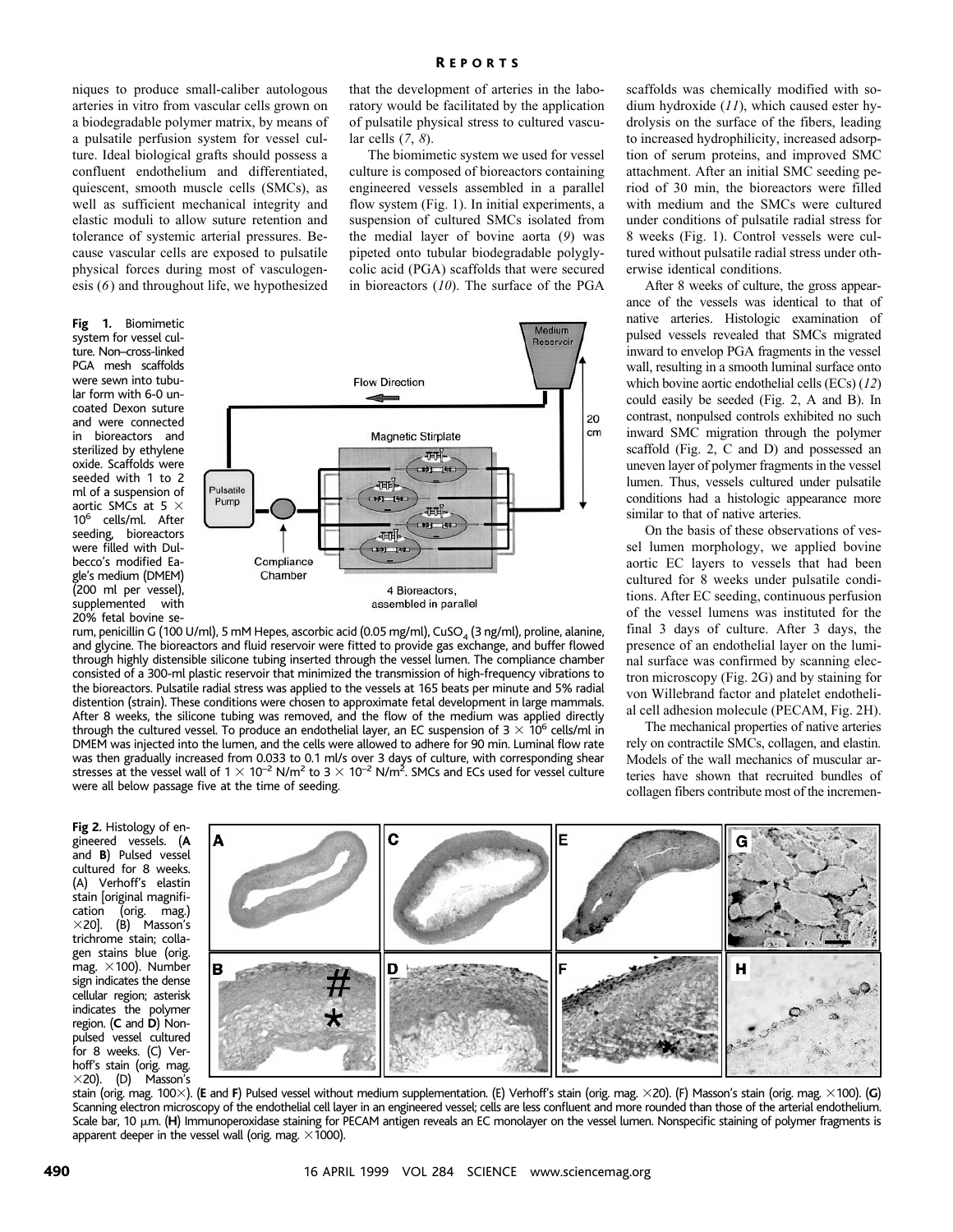niques to produce small-caliber autologous arteries in vitro from vascular cells grown on a biodegradable polymer matrix, by means of a pulsatile perfusion system for vessel culture. Ideal biological grafts should possess a confluent endothelium and differentiated, quiescent, smooth muscle cells (SMCs), as well as sufficient mechanical integrity and elastic moduli to allow suture retention and tolerance of systemic arterial pressures. Because vascular cells are exposed to pulsatile physical forces during most of vasculogenesis (*6*) and throughout life, we hypothesized that the development of arteries in the laboratory would be facilitated by the application of pulsatile physical stress to cultured vascular cells (*7*, *8*).

The biomimetic system we used for vessel culture is composed of bioreactors containing engineered vessels assembled in a parallel flow system (Fig. 1). In initial experiments, a suspension of cultured SMCs isolated from the medial layer of bovine aorta (*9*) was pipeted onto tubular biodegradable polyglycolic acid (PGA) scaffolds that were secured in bioreactors (*10*). The surface of the PGA scaffolds was chemically modified with sodium hydroxide (*11*), which caused ester hydrolysis on the surface of the fibers, leading to increased hydrophilicity, increased adsorption of serum proteins, and improved SMC attachment. After an initial SMC seeding period of 30 min, the bioreactors were filled with medium and the SMCs were cultured under conditions of pulsatile radial stress for 8 weeks (Fig. 1). Control vessels were cultured without pulsatile radial stress under otherwise identical conditions.

After 8 weeks of culture, the gross appearance of the vessels was identical to that of native arteries. Histologic examination of pulsed vessels revealed that SMCs migrated inward to envelop PGA fragments in the vessel wall, resulting in a smooth luminal surface onto which bovine aortic endothelial cells (ECs) (*12*) could easily be seeded (Fig. 2, A and B). In contrast, nonpulsed controls exhibited no such inward SMC migration through the polymer scaffold (Fig. 2, C and D) and possessed an uneven layer of polymer fragments in the vessel lumen. Thus, vessels cultured under pulsatile conditions had a histologic appearance more similar to that of native arteries.

**Fig 1.** Biomimetic system for vessel culture. Non–cross-linked PGA mesh scaffolds were sewn into tubular form with 6-0 uncoated Dexon suture and were connected in bioreactors and sterilized by ethylene oxide. Scaffolds were seeded with 1 to 2 ml of a suspension of aortic SMCs at $5 \times 10^6$ cells/ml. After seeding, bioreactors were filled with Dulbecco's modified Eagle's medium (DMEM) (200 ml per vessel), supplemented with 20% fetal bovine serum, penicillin G (100 U/ml), 5 mM Hepes, ascorbic acid (0.05 mg/ml), $CuSO_4$ (3 ng/ml), proline, alanine, and glycine. The bioreactors and fluid reservoir were fitted to provide gas exchange, and buffer flowed through highly distensible silicone tubing inserted through the vessel lumen. The compliance chamber consisted of a 300-ml plastic reservoir that minimized the transmission of high-frequency vibrations to the bioreactors. Pulsatile radial stress was applied to the vessels at 165 beats per minute and 5% radial distention (strain). These conditions were chosen to approximate fetal development in large mammals. After 8 weeks, the silicone tubing was removed, and the flow of the medium was applied directly through the cultured vessel. To produce an endothelial layer, an EC suspension of $3 \times 10^6$ cells/ml in DMEM was injected into the lumen, and the cells were allowed to adhere for 90 min. Luminal flow rate was then gradually increased from 0.033 to 0.1 ml/s over 3 days of culture, with corresponding shear stresses at the vessel wall of $1 \times 10^{-2}$ N/m$^2$ to $3 \times 10^{-2}$ N/m$^2$. SMCs and ECs used for vessel culture were all below passage five at the time of seeding.

On the basis of these observations of vessel lumen morphology, we applied bovine aortic EC layers to vessels that had been cultured for 8 weeks under pulsatile conditions. After EC seeding, continuous perfusion of the vessel lumens was instituted for the final 3 days of culture. After 3 days, the presence of an endothelial layer on the luminal surface was confirmed by scanning electron microscopy (Fig. 2G) and by staining for von Willebrand factor and platelet endothelial cell adhesion molecule (PECAM, Fig. 2H).

The mechanical properties of native arteries rely on contractile SMCs, collagen, and elastin. Models of the wall mechanics of muscular arteries have shown that recruited bundles of collagen fibers contribute most of the incremen-

**Fig 2.** Histology of engineered vessels. (**A** and **B**) Pulsed vessel cultured for 8 weeks. (A) Verhoff's elastin stain [original magnification (orig. mag.) ×20]. (B) Masson's trichrome stain; collagen stains blue (orig. mag. ×100). Number sign indicates the dense cellular region; asterisk indicates the polymer region. (**C** and **D**) Nonpulsed vessel cultured for 8 weeks. (C) Verhoff's stain (orig. mag. ×20). (D) Masson's stain (orig. mag. 100×). (**E** and **F**) Pulsed vessel without medium supplementation. (E) Verhoff's stain (orig. mag. ×20). (F) Masson's stain (orig. mag. ×100). (**G**) Scanning electron microscopy of the endothelial cell layer in an engineered vessel; cells are less confluent and more rounded than those of the arterial endothelium. Scale bar, 10 μm. (**H**) Immunoperoxidase staining for PECAM antigen reveals an EC monolayer on the vessel lumen. Nonspecific staining of polymer fragments is apparent deeper in the vessel wall (orig. mag. ×1000).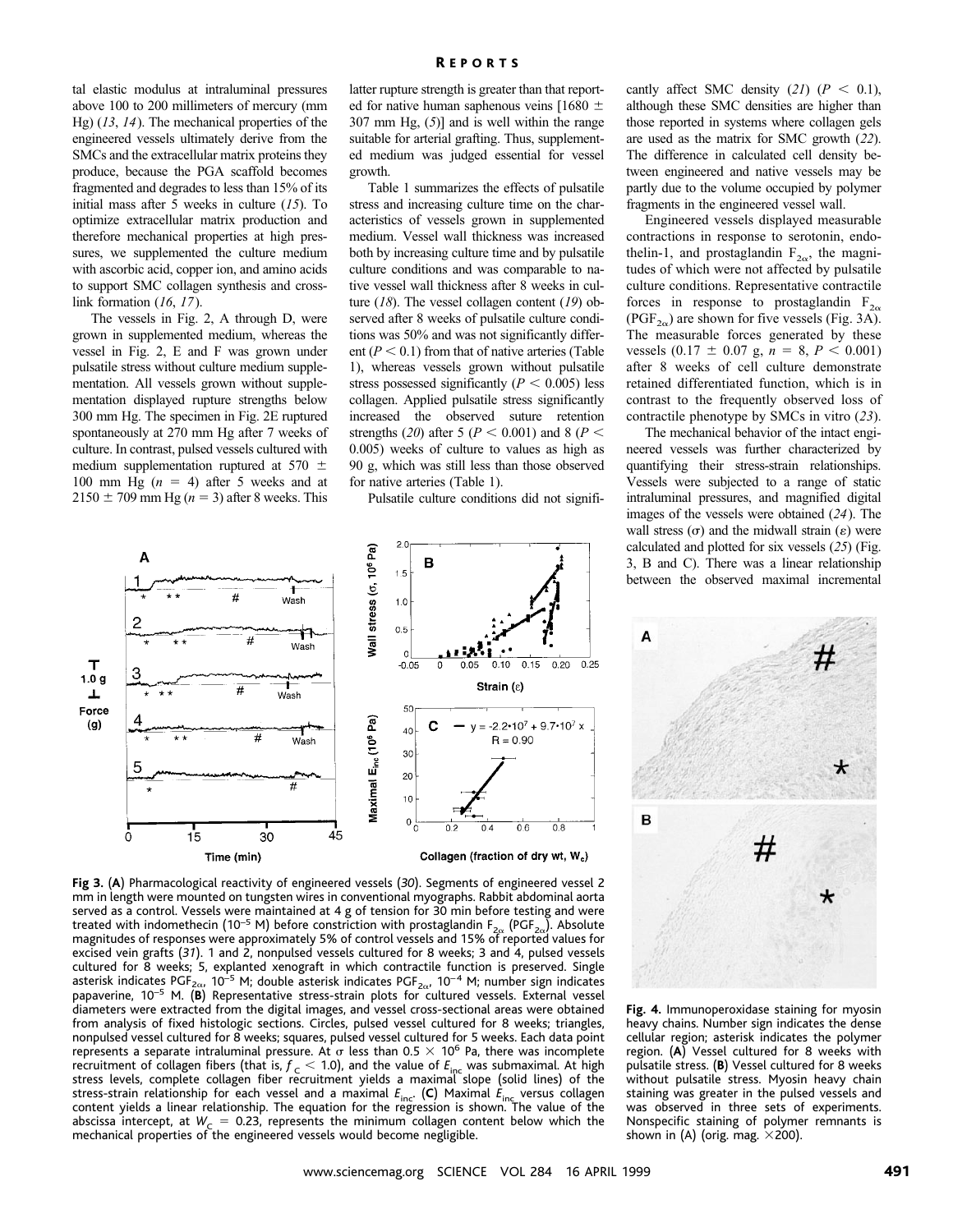tal elastic modulus at intraluminal pressures above 100 to 200 millimeters of mercury (mm Hg) (*13*, *14*). The mechanical properties of the engineered vessels ultimately derive from the SMCs and the extracellular matrix proteins they produce, because the PGA scaffold becomes fragmented and degrades to less than 15% of its initial mass after 5 weeks in culture (*15*). To optimize extracellular matrix production and therefore mechanical properties at high pressures, we supplemented the culture medium with ascorbic acid, copper ion, and amino acids to support SMC collagen synthesis and cross-link formation (*16*, *17*).

The vessels in Fig. 2, A through D, were grown in supplemented medium, whereas the vessel in Fig. 2, E and F was grown under pulsatile stress without culture medium supplementation. All vessels grown without supplementation displayed rupture strengths below 300 mm Hg. The specimen in Fig. 2E ruptured spontaneously at 270 mm Hg after 7 weeks of culture. In contrast, pulsed vessels cultured with medium supplementation ruptured at 570 ± 100 mm Hg ($n$ = 4) after 5 weeks and at 2150 ± 709 mm Hg ($n$ = 3) after 8 weeks. This latter rupture strength is greater than that reported for native human saphenous veins [1680 ± 307 mm Hg, (*5*)] and is well within the range suitable for arterial grafting. Thus, supplemented medium was judged essential for vessel growth.

Table 1 summarizes the effects of pulsatile stress and increasing culture time on the characteristics of vessels grown in supplemented medium. Vessel wall thickness was increased both by increasing culture time and by pulsatile culture conditions and was comparable to native vessel wall thickness after 8 weeks in culture (*18*). The vessel collagen content (*19*) observed after 8 weeks of pulsatile culture conditions was 50% and was not significantly different ($P < 0.1$) from that of native arteries (Table 1), whereas vessels grown without pulsatile stress possessed significantly ($P < 0.005$) less collagen. Applied pulsatile stress significantly increased the observed suture retention strengths (*20*) after 5 ($P < 0.001$) and 8 ($P < 0.005$) weeks of culture to values as high as 90 g, which was still less than those observed for native arteries (Table 1).

Pulsatile culture conditions did not significantly affect SMC density (*21*) ($P < 0.1$), although these SMC densities are higher than those reported in systems where collagen gels are used as the matrix for SMC growth (*22*). The difference in calculated cell density between engineered and native vessels may be partly due to the volume occupied by polymer fragments in the engineered vessel wall.

Engineered vessels displayed measurable contractions in response to serotonin, endothelin-1, and prostaglandin $F_{2\alpha}$, the magnitudes of which were not affected by pulsatile culture conditions. Representative contractile forces in response to prostaglandin $F_{2\alpha}$ ($PGF_{2\alpha}$) are shown for five vessels (Fig. 3A). The measurable forces generated by these vessels (0.17 ± 0.07 g, $n$ = 8, $P < 0.001$) after 8 weeks of cell culture demonstrate retained differentiated function, which is in contrast to the frequently observed loss of contractile phenotype by SMCs in vitro (*23*).

The mechanical behavior of the intact engineered vessels was further characterized by quantifying their stress-strain relationships. Vessels were subjected to a range of static intraluminal pressures, and magnified digital images of the vessels were obtained (*24*). The wall stress ($\sigma$) and the midwall strain ($\varepsilon$) were calculated and plotted for six vessels (*25*) (Fig. 3, B and C). There was a linear relationship between the observed maximal incremental

**Fig 3.** (**A**) Pharmacological reactivity of engineered vessels (*30*). Segments of engineered vessel 2 mm in length were mounted on tungsten wires in conventional myographs. Rabbit abdominal aorta served as a control. Vessels were maintained at 4 g of tension for 30 min before testing and were treated with indomethecin ($10^{-5}$ M) before constriction with prostaglandin $F_{2\alpha}$ ($PGF_{2\alpha}$). Absolute magnitudes of responses were approximately 5% of control vessels and 15% of reported values for excised vein grafts (*31*). 1 and 2, nonpulsed vessels cultured for 8 weeks; 3 and 4, pulsed vessels cultured for 8 weeks; 5, explanted xenograft in which contractile function is preserved. Single asterisk indicates $PGF_{2\alpha}$, $10^{-5}$ M; double asterisk indicates $PGF_{2\alpha}$, $10^{-4}$ M; number sign indicates papaverine, $10^{-5}$ M. (**B**) Representative stress-strain plots for cultured vessels. External vessel diameters were extracted from the digital images, and vessel cross-sectional areas were obtained from analysis of fixed histologic sections. Circles, pulsed vessel cultured for 8 weeks; triangles, nonpulsed vessel cultured for 8 weeks; squares, pulsed vessel cultured for 5 weeks. Each data point represents a separate intraluminal pressure. At $\sigma$ less than $0.5 \times 10^6$ Pa, there was incomplete recruitment of collagen fibers (that is, $f_c < 1.0$), and the value of $E_{inc}$ was submaximal. At high stress levels, complete collagen fiber recruitment yields a maximal slope (solid lines) of the stress-strain relationship for each vessel and a maximal $E_{inc}$. (**C**) Maximal $E_{inc}$ versus collagen content yields a linear relationship. The equation for the regression is shown. The value of the abscissa intercept, at $W_c$ = 0.23, represents the minimum collagen content below which the mechanical properties of the engineered vessels would become negligible.

**Fig. 4.** Immunoperoxidase staining for myosin heavy chains. Number sign indicates the dense cellular region; asterisk indicates the polymer region. (**A**) Vessel cultured for 8 weeks with pulsatile stress. (**B**) Vessel cultured for 8 weeks without pulsatile stress. Myosin heavy chain staining was greater in the pulsed vessels and was observed in three sets of experiments. Nonspecific staining of polymer remnants is shown in (A) (orig. mag. ×200).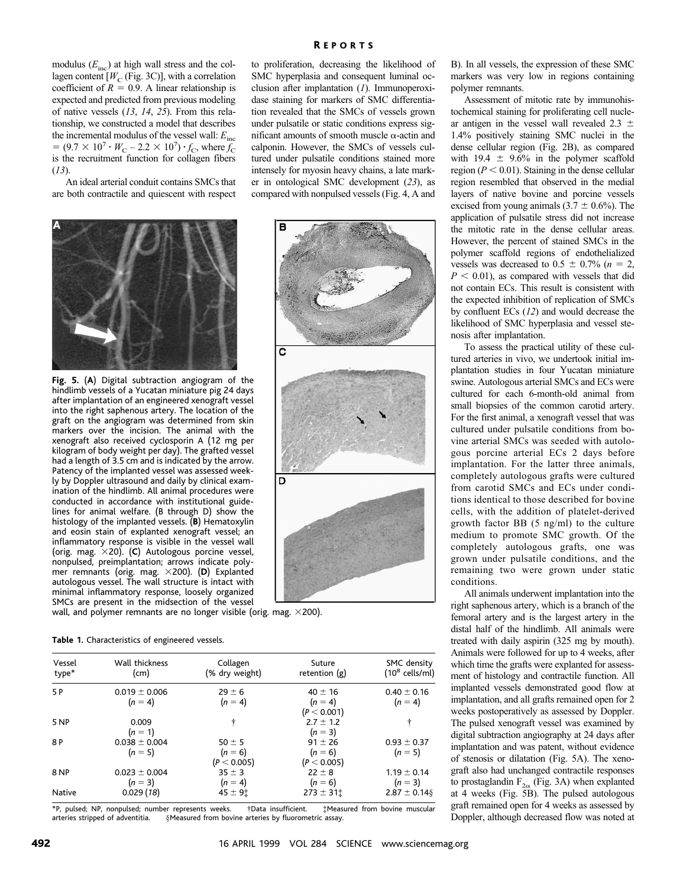modulus ($E_{inc}$) at high wall stress and the collagen content [$W_C$ (Fig. 3C)], with a correlation coefficient of $R = 0.9$. A linear relationship is expected and predicted from previous modeling of native vessels (13, 14, 25). From this relationship, we constructed a model that describes the incremental modulus of the vessel wall: $E_{inc} = (9.7 \times 10^7 \cdot W_C - 2.2 \times 10^7) \cdot f_C$, where $f_C$ is the recruitment function for collagen fibers (13).

An ideal arterial conduit contains SMCs that are both contractile and quiescent with respect to proliferation, decreasing the likelihood of SMC hyperplasia and consequent luminal occlusion after implantation (1). Immunoperoxidase staining for markers of SMC differentiation revealed that the SMCs of vessels grown under pulsatile or static conditions express significant amounts of smooth muscle α-actin and calponin. However, the SMCs of vessels cultured under pulsatile conditions stained more intensely for myosin heavy chains, a late marker in ontological SMC development (23), as compared with nonpulsed vessels (Fig. 4, A and B). In all vessels, the expression of these SMC markers was very low in regions containing polymer remnants.

Assessment of mitotic rate by immunohistochemical staining for proliferating cell nuclear antigen in the vessel wall revealed 2.3 ± 1.4% positively staining SMC nuclei in the dense cellular region (Fig. 2B), as compared with 19.4 ± 9.6% in the polymer scaffold region ($P < 0.01$). Staining in the dense cellular region resembled that observed in the medial layers of native bovine and porcine vessels excised from young animals (3.7 ± 0.6%). The application of pulsatile stress did not increase the mitotic rate in the dense cellular areas. However, the percent of stained SMCs in the polymer scaffold regions of endothelialized vessels was decreased to 0.5 ± 0.7% ($n = 2$, $P < 0.01$), as compared with vessels that did not contain ECs. This result is consistent with the expected inhibition of replication of SMCs by confluent ECs (12) and would decrease the likelihood of SMC hyperplasia and vessel stenosis after implantation.

To assess the practical utility of these cultured arteries in vivo, we undertook initial implantation studies in four Yucatan miniature swine. Autologous arterial SMCs and ECs were cultured for each 6-month-old animal from small biopsies of the common carotid artery. For the first animal, a xenograft vessel that was cultured under pulsatile conditions from bovine arterial SMCs was seeded with autologous porcine arterial ECs 2 days before implantation. For the latter three animals, completely autologous grafts were cultured from carotid SMCs and ECs under conditions identical to those described for bovine cells, with the addition of platelet-derived growth factor BB (5 ng/ml) to the culture medium to promote SMC growth. Of the completely autologous grafts, one was grown under pulsatile conditions, and the remaining two were grown under static conditions.

All animals underwent implantation into the right saphenous artery, which is a branch of the femoral artery and is the largest artery in the distal half of the hindlimb. All animals were treated with daily aspirin (325 mg by mouth). Animals were followed for up to 4 weeks, after which time the grafts were explanted for assessment of histology and contractile function. All implanted vessels demonstrated good flow at implantation, and all grafts remained open for 2 weeks postoperatively as assessed by Doppler. The pulsed xenograft vessel was examined by digital subtraction angiography at 24 days after implantation and was patent, without evidence of stenosis or dilatation (Fig. 5A). The xenograft also had unchanged contractile responses to prostaglandin $F_{2\alpha}$ (Fig. 3A) when explanted at 4 weeks (Fig. 5B). The pulsed autologous graft remained open for 4 weeks as assessed by Doppler, although decreased flow was noted at

**Fig. 5.** (**A**) Digital subtraction angiogram of the hindlimb vessels of a Yucatan miniature pig 24 days after implantation of an engineered xenograft vessel into the right saphenous artery. The location of the graft on the angiogram was determined from skin markers over the incision. The animal with the xenograft also received cyclosporin A (12 mg per kilogram of body weight per day). The grafted vessel had a length of 3.5 cm and is indicated by the arrow. Patency of the implanted vessel was assessed weekly by Doppler ultrasound and daily by clinical examination of the hindlimb. All animal procedures were conducted in accordance with institutional guidelines for animal welfare. (B through D) show the histology of the implanted vessels. (**B**) Hematoxylin and eosin stain of explanted xenograft vessel; an inflammatory response is visible in the vessel wall (orig. mag. ×20). (**C**) Autologous porcine vessel, nonpulsed, preimplantation; arrows indicate polymer remnants (orig. mag. ×200). (**D**) Explanted autologous vessel. The wall structure is intact with minimal inflammatory response, loosely organized SMCs are present in the midsection of the vessel wall, and polymer remnants are no longer visible (orig. mag. ×200).

**Table 1.** Characteristics of engineered vessels.

| Vessel type* | Wall thickness (cm) | Collagen (% dry weight) | Suture retention (g) | SMC density ($10^8$ cells/ml) |
|---|---|---|---|---|
| 5 P | 0.019 ± 0.006 ($n = 4$) | 29 ± 6 ($n = 4$) | 40 ± 16 ($n = 4$) ($P < 0.001$) | 0.40 ± 0.16 ($n = 4$) |
| 5 NP | 0.009 ($n = 1$) | † | 2.7 ± 1.2 ($n = 3$) | † |
| 8 P | 0.038 ± 0.004 ($n = 5$) | 50 ± 5 ($n = 6$) ($P < 0.005$) | 91 ± 26 ($n = 6$) ($P < 0.005$) | 0.93 ± 0.37 ($n = 5$) |
| 8 NP | 0.023 ± 0.004 ($n = 3$) | 35 ± 3 ($n = 4$) | 22 ± 8 ($n = 6$) | 1.19 ± 0.14 ($n = 3$) |
| Native | 0.029 (18) | 45 ± 9‡ | 273 ± 31‡ | 2.87 ± 0.14§ |

*P, pulsed; NP, nonpulsed; number represents weeks. †Data insufficient. ‡Measured from bovine muscular arteries stripped of adventitia. §Measured from bovine arteries by fluorometric assay.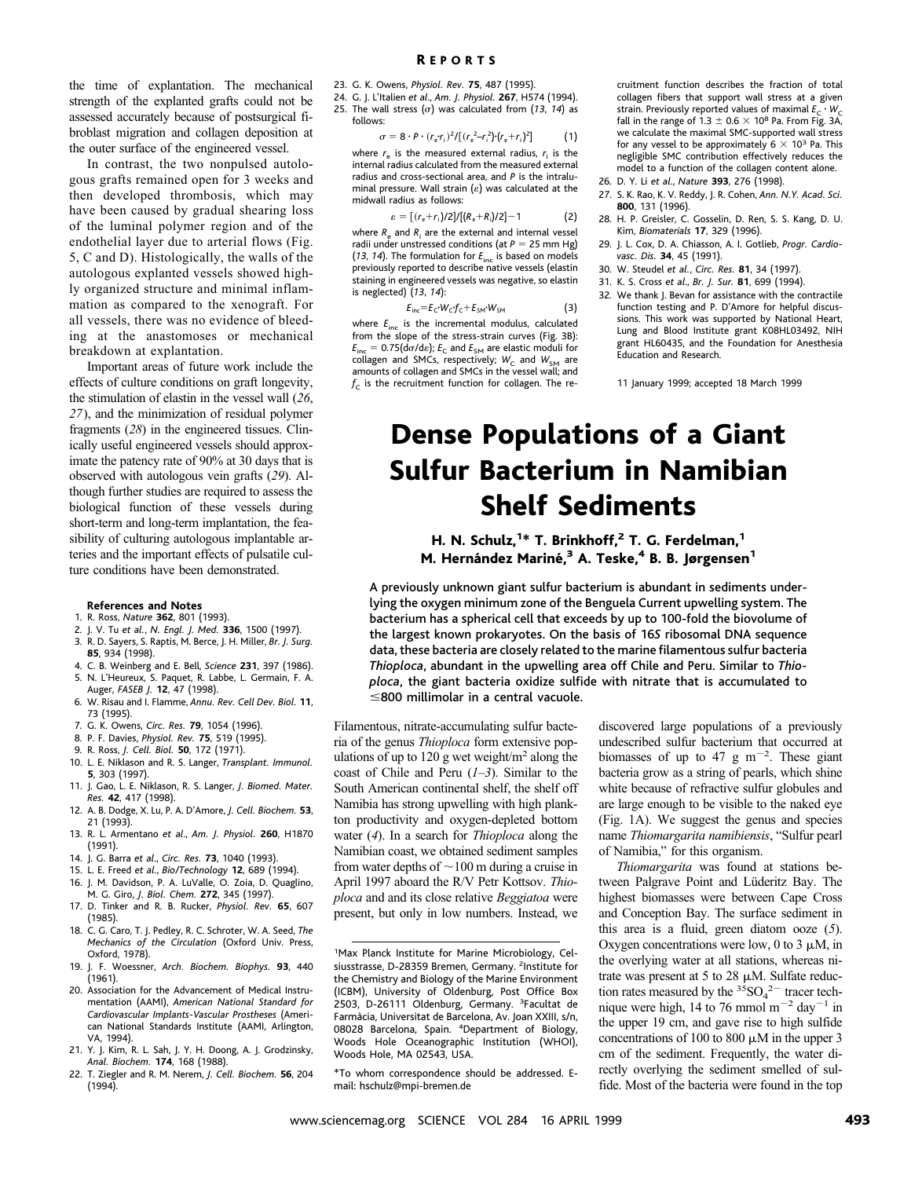the time of explantation. The mechanical strength of the explanted grafts could not be assessed accurately because of postsurgical fibroblast migration and collagen deposition at the outer surface of the engineered vessel.

In contrast, the two nonpulsed autologous grafts remained open for 3 weeks and then developed thrombosis, which may have been caused by gradual shearing loss of the luminal polymer region and of the endothelial layer due to arterial flows (Fig. 5, C and D). Histologically, the walls of the autologous explanted vessels showed highly organized structure and minimal inflammation as compared to the xenograft. For all vessels, there was no evidence of bleeding at the anastomoses or mechanical breakdown at explantation.

Important areas of future work include the effects of culture conditions on graft longevity, the stimulation of elastin in the vessel wall (*26*, *27*), and the minimization of residual polymer fragments (*28*) in the engineered tissues. Clinically useful engineered vessels should approximate the patency rate of 90% at 30 days that is observed with autologous vein grafts (*29*). Although further studies are required to assess the biological function of these vessels during short-term and long-term implantation, the feasibility of culturing autologous implantable arteries and the important effects of pulsatile culture conditions have been demonstrated.

#### References and Notes

1. R. Ross, *Nature* **362**, 801 (1993).
2. J. V. Tu *et al.*, *N. Engl. J. Med.* **336**, 1500 (1997).
3. R. D. Sayers, S. Raptis, M. Berce, J. H. Miller, *Br. J. Surg.* **85**, 934 (1998).
4. C. B. Weinberg and E. Bell, *Science* **231**, 397 (1986).
5. N. L'Heureux, S. Paquet, R. Labbe, L. Germain, F. A. Auger, *FASEB J.* **12**, 47 (1998).
6. W. Risau and I. Flamme, *Annu. Rev. Cell Dev. Biol.* **11**, 73 (1995).
7. G. K. Owens, *Circ. Res.* **79**, 1054 (1996).
8. P. F. Davies, *Physiol. Rev.* **75**, 519 (1995).
9. R. Ross, *J. Cell. Biol.* **50**, 172 (1971).
10. L. E. Niklason and R. S. Langer, *Transplant. Immunol.* **5**, 303 (1997).
11. J. Gao, L. E. Niklason, R. S. Langer, *J. Biomed. Mater. Res.* **42**, 417 (1998).
12. A. B. Dodge, X. Lu, P. A. D'Amore, *J. Cell. Biochem.* **53**, 21 (1993).
13. R. L. Armentano *et al.*, *Am. J. Physiol.* **260**, H1870 (1991).
14. J. G. Barra *et al.*, *Circ. Res.* **73**, 1040 (1993).
15. L. E. Freed *et al.*, *Bio/Technology* **12**, 689 (1994).
16. J. M. Davidson, P. A. LuValle, O. Zoia, D. Quaglino, M. G. Giro, *J. Biol. Chem.* **272**, 345 (1997).
17. D. Tinker and R. B. Rucker, *Physiol. Rev.* **65**, 607 (1985).
18. C. G. Caro, T. J. Pedley, R. C. Schroter, W. A. Seed, *The Mechanics of the Circulation* (Oxford Univ. Press, Oxford, 1978).
19. J. F. Woessner, *Arch. Biochem. Biophys.* **93**, 440 (1961).
20. Association for the Advancement of Medical Instrumentation (AAMI), *American National Standard for Cardiovascular Implants-Vascular Prostheses* (American National Standards Institute (AAMI, Arlington, VA, 1994).
21. Y. J. Kim, R. L. Sah, J. Y. H. Doong, A. J. Grodzinsky, *Anal. Biochem.* **174**, 168 (1988).
22. T. Ziegler and R. M. Nerem, *J. Cell. Biochem.* **56**, 204 (1994).
23. G. K. Owens, *Physiol. Rev.* **75**, 487 (1995).
24. G. J. L'Italien *et al.*, *Am. J. Physiol.* **267**, H574 (1994).
25. The wall stress ($\sigma$) was calculated from (*13*, *14*) as follows:

$$\sigma = 8 \cdot P \cdot (r_e \cdot r_i)^2 / [(r_e^2 - r_i^2) \cdot (r_e + r_i)^2] \qquad (1)$$

where $r_e$ is the measured external radius, $r_i$ is the internal radius calculated from the measured external radius and cross-sectional area, and $P$ is the intraluminal pressure. Wall strain ($\varepsilon$) was calculated at the midwall radius as follows:

$$\varepsilon = [(r_e + r_i)/2]/[(R_e + R_i)/2] - 1 \qquad (2)$$

where $R_e$ and $R_i$ are the external and internal vessel radii under unstressed conditions (at $P$ = 25 mm Hg) (*13*, *14*). The formulation for $E_{inc}$ is based on models previously reported to describe native vessels (elastin staining in engineered vessels was negative, so elastin is neglected) (*13*, *14*):

$$E_{inc} = E_C \cdot W_C \cdot f_C + E_{SM} \cdot W_{SM} \qquad (3)$$

where $E_{inc}$ is the incremental modulus, calculated from the slope of the stress-strain curves (Fig. 3B): $E_{inc} = 0.75(d\sigma/d\varepsilon)$; $E_C$ and $E_{SM}$ are elastic moduli for collagen and SMCs, respectively; $W_C$ and $W_{SM}$ are amounts of collagen and SMCs in the vessel wall; and $f_C$ is the recruitment function for collagen. The recruitment function describes the fraction of total collagen fibers that support wall stress at a given strain. Previously reported values of maximal $E_C \cdot W_C$ fall in the range of $1.3 \pm 0.6 \times 10^8$ Pa. From Fig. 3A, we calculate the maximal SMC-supported wall stress for any vessel to be approximately $6 \times 10^3$ Pa. This negligible SMC contribution effectively reduces the model to a function of the collagen content alone.
26. D. Y. Li *et al.*, *Nature* **393**, 276 (1998).
27. S. K. Rao, K. V. Reddy, J. R. Cohen, *Ann. N.Y. Acad. Sci.* **800**, 131 (1996).
28. H. P. Greisler, C. Gosselin, D. Ren, S. S. Kang, D. U. Kim, *Biomaterials* **17**, 329 (1996).
29. J. L. Cox, D. A. Chiasson, A. I. Gotlieb, *Progr. Cardiovasc. Dis.* **34**, 45 (1991).
30. W. Steudel *et al.*, *Circ. Res.* **81**, 34 (1997).
31. K. S. Cross *et al.*, *Br. J. Sur.* **81**, 699 (1994).
32. We thank J. Bevan for assistance with the contractile function testing and P. D'Amore for helpful discussions. This work was supported by National Heart, Lung and Blood Institute grant K08HL03492, NIH grant HL60435, and the Foundation for Anesthesia Education and Research.

11 January 1999; accepted 18 March 1999

# Dense Populations of a Giant Sulfur Bacterium in Namibian Shelf Sediments

**H. N. Schulz,[1]\* T. Brinkhoff,[2] T. G. Ferdelman,[1] M. Hernández Mariné,[3] A. Teske,[4] B. B. Jørgensen[1]**

**A previously unknown giant sulfur bacterium is abundant in sediments underlying the oxygen minimum zone of the Benguela Current upwelling system. The bacterium has a spherical cell that exceeds by up to 100-fold the biovolume of the largest known prokaryotes. On the basis of 16S ribosomal DNA sequence data, these bacteria are closely related to the marine filamentous sulfur bacteria *Thioploca*, abundant in the upwelling area off Chile and Peru. Similar to *Thioploca*, the giant bacteria oxidize sulfide with nitrate that is accumulated to ≤800 millimolar in a central vacuole.**

Filamentous, nitrate-accumulating sulfur bacteria of the genus *Thioploca* form extensive populations of up to 120 g wet weight/m$^2$ along the coast of Chile and Peru (*1*–*3*). Similar to the South American continental shelf, the shelf off Namibia has strong upwelling with high plankton productivity and oxygen-depleted bottom water (*4*). In a search for *Thioploca* along the Namibian coast, we obtained sediment samples from water depths of ~100 m during a cruise in April 1997 aboard the R/V Petr Kottsov. *Thioploca* and its close relative *Beggiatoa* were present, but only in low numbers. Instead, we discovered large populations of a previously undescribed sulfur bacterium that occurred at biomasses of up to 47 g m$^{-2}$. These giant bacteria grow as a string of pearls, which shine white because of refractive sulfur globules and are large enough to be visible to the naked eye (Fig. 1A). We suggest the genus and species name *Thiomargarita namibiensis*, "Sulfur pearl of Namibia," for this organism.

*Thiomargarita* was found at stations between Palgrave Point and Lüderitz Bay. The highest biomasses were between Cape Cross and Conception Bay. The surface sediment in this area is a fluid, green diatom ooze (*5*). Oxygen concentrations were low, 0 to 3 μM, in the overlying water at all stations, whereas nitrate was present at 5 to 28 μM. Sulfate reduction rates measured by the $^{35}SO_4^{2-}$ tracer technique were high, 14 to 76 mmol m$^{-2}$ day$^{-1}$ in the upper 19 cm, and gave rise to high sulfide concentrations of 100 to 800 μM in the upper 3 cm of the sediment. Frequently, the water directly overlying the sediment smelled of sulfide. Most of the bacteria were found in the top

[1]Max Planck Institute for Marine Microbiology, Celsiusstrasse, D-28359 Bremen, Germany. [2]Institute for the Chemistry and Biology of the Marine Environment (ICBM), University of Oldenburg, Post Office Box 2503, D-26111 Oldenburg, Germany. [3]Facultat de Farmàcia, Universitat de Barcelona, Av. Joan XXIII, s/n, 08028 Barcelona, Spain. [4]Department of Biology, Woods Hole Oceanographic Institution (WHOI), Woods Hole, MA 02543, USA.

\*To whom correspondence should be addressed. E-mail: hschulz@mpi-bremen.de